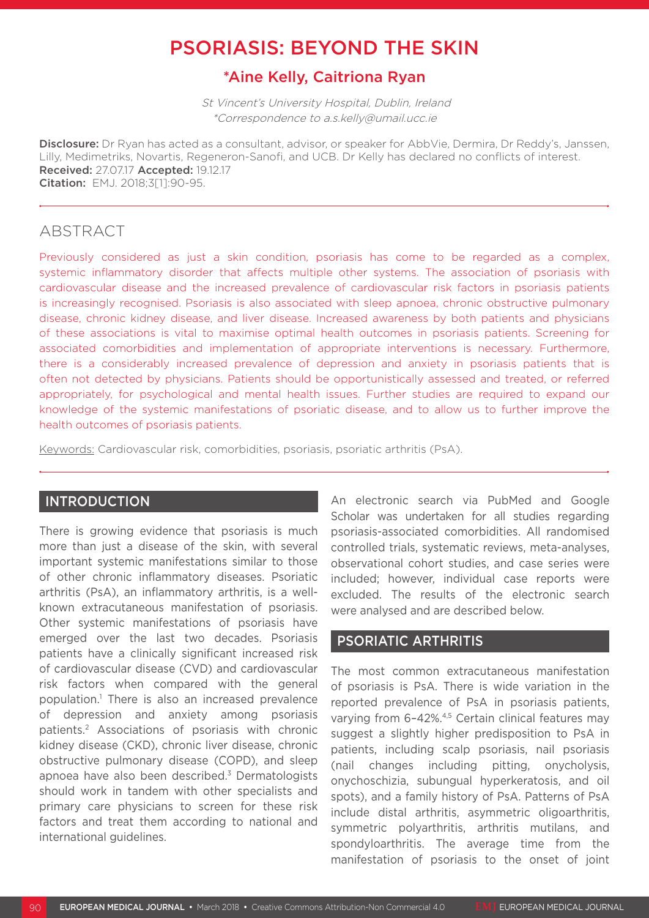# PSORIASIS: BEYOND THE SKIN

## *Aine Kelly, Caitriona Ryan

*St Vincent's University Hospital, Dublin, Ireland*
*\*Correspondence to a.s.kelly@umail.ucc.ie*

**Disclosure:** Dr Ryan has acted as a consultant, advisor, or speaker for AbbVie, Dermira, Dr Reddy's, Janssen, Lilly, Medimetriks, Novartis, Regeneron-Sanofi, and UCB. Dr Kelly has declared no conflicts of interest.
**Received:** 27.07.17 **Accepted:** 19.12.17
**Citation:** EMJ. 2018;3[1]:90-95.

## ABSTRACT

Previously considered as just a skin condition, psoriasis has come to be regarded as a complex, systemic inflammatory disorder that affects multiple other systems. The association of psoriasis with cardiovascular disease and the increased prevalence of cardiovascular risk factors in psoriasis patients is increasingly recognised. Psoriasis is also associated with sleep apnoea, chronic obstructive pulmonary disease, chronic kidney disease, and liver disease. Increased awareness by both patients and physicians of these associations is vital to maximise optimal health outcomes in psoriasis patients. Screening for associated comorbidities and implementation of appropriate interventions is necessary. Furthermore, there is a considerably increased prevalence of depression and anxiety in psoriasis patients that is often not detected by physicians. Patients should be opportunistically assessed and treated, or referred appropriately, for psychological and mental health issues. Further studies are required to expand our knowledge of the systemic manifestations of psoriatic disease, and to allow us to further improve the health outcomes of psoriasis patients.

Keywords: Cardiovascular risk, comorbidities, psoriasis, psoriatic arthritis (PsA).

## INTRODUCTION

There is growing evidence that psoriasis is much more than just a disease of the skin, with several important systemic manifestations similar to those of other chronic inflammatory diseases. Psoriatic arthritis (PsA), an inflammatory arthritis, is a well-known extracutaneous manifestation of psoriasis. Other systemic manifestations of psoriasis have emerged over the last two decades. Psoriasis patients have a clinically significant increased risk of cardiovascular disease (CVD) and cardiovascular risk factors when compared with the general population.[1] There is also an increased prevalence of depression and anxiety among psoriasis patients.[2] Associations of psoriasis with chronic kidney disease (CKD), chronic liver disease, chronic obstructive pulmonary disease (COPD), and sleep apnoea have also been described.[3] Dermatologists should work in tandem with other specialists and primary care physicians to screen for these risk factors and treat them according to national and international guidelines.

An electronic search via PubMed and Google Scholar was undertaken for all studies regarding psoriasis-associated comorbidities. All randomised controlled trials, systematic reviews, meta-analyses, observational cohort studies, and case series were included; however, individual case reports were excluded. The results of the electronic search were analysed and are described below.

## PSORIATIC ARTHRITIS

The most common extracutaneous manifestation of psoriasis is PsA. There is wide variation in the reported prevalence of PsA in psoriasis patients, varying from 6–42%.[4,5] Certain clinical features may suggest a slightly higher predisposition to PsA in patients, including scalp psoriasis, nail psoriasis (nail changes including pitting, onycholysis, onychoschizia, subungual hyperkeratosis, and oil spots), and a family history of PsA. Patterns of PsA include distal arthritis, asymmetric oligoarthritis, symmetric polyarthritis, arthritis mutilans, and spondyloarthritis. The average time from the manifestation of psoriasis to the onset of joint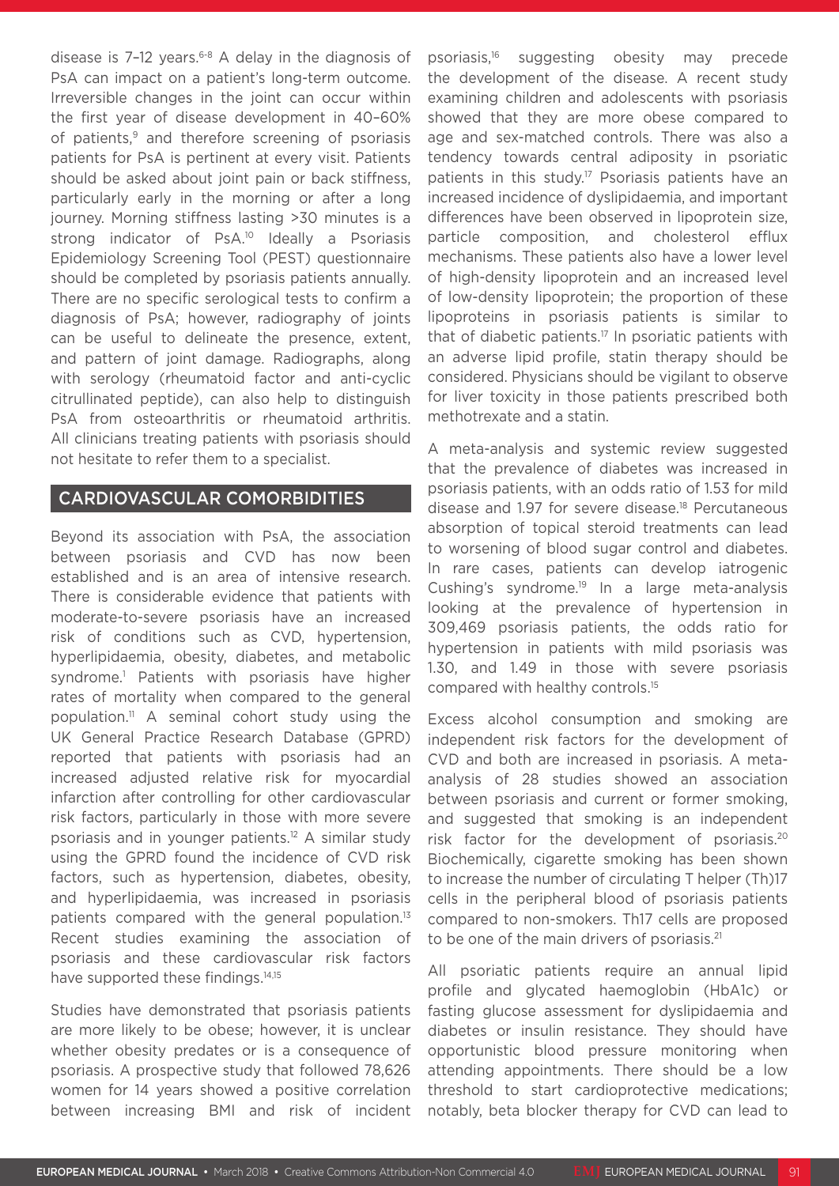disease is 7–12 years.[6-8] A delay in the diagnosis of PsA can impact on a patient's long-term outcome. Irreversible changes in the joint can occur within the first year of disease development in 40–60% of patients,[9] and therefore screening of psoriasis patients for PsA is pertinent at every visit. Patients should be asked about joint pain or back stiffness, particularly early in the morning or after a long journey. Morning stiffness lasting >30 minutes is a strong indicator of PsA.[10] Ideally a Psoriasis Epidemiology Screening Tool (PEST) questionnaire should be completed by psoriasis patients annually. There are no specific serological tests to confirm a diagnosis of PsA; however, radiography of joints can be useful to delineate the presence, extent, and pattern of joint damage. Radiographs, along with serology (rheumatoid factor and anti-cyclic citrullinated peptide), can also help to distinguish PsA from osteoarthritis or rheumatoid arthritis. All clinicians treating patients with psoriasis should not hesitate to refer them to a specialist.

## CARDIOVASCULAR COMORBIDITIES

Beyond its association with PsA, the association between psoriasis and CVD has now been established and is an area of intensive research. There is considerable evidence that patients with moderate-to-severe psoriasis have an increased risk of conditions such as CVD, hypertension, hyperlipidaemia, obesity, diabetes, and metabolic syndrome.[1] Patients with psoriasis have higher rates of mortality when compared to the general population.[11] A seminal cohort study using the UK General Practice Research Database (GPRD) reported that patients with psoriasis had an increased adjusted relative risk for myocardial infarction after controlling for other cardiovascular risk factors, particularly in those with more severe psoriasis and in younger patients.[12] A similar study using the GPRD found the incidence of CVD risk factors, such as hypertension, diabetes, obesity, and hyperlipidaemia, was increased in psoriasis patients compared with the general population.[13] Recent studies examining the association of psoriasis and these cardiovascular risk factors have supported these findings.[14,15]

Studies have demonstrated that psoriasis patients are more likely to be obese; however, it is unclear whether obesity predates or is a consequence of psoriasis. A prospective study that followed 78,626 women for 14 years showed a positive correlation between increasing BMI and risk of incident psoriasis,[16] suggesting obesity may precede the development of the disease. A recent study examining children and adolescents with psoriasis showed that they are more obese compared to age and sex-matched controls. There was also a tendency towards central adiposity in psoriatic patients in this study.[17] Psoriasis patients have an increased incidence of dyslipidaemia, and important differences have been observed in lipoprotein size, particle composition, and cholesterol efflux mechanisms. These patients also have a lower level of high-density lipoprotein and an increased level of low-density lipoprotein; the proportion of these lipoproteins in psoriasis patients is similar to that of diabetic patients.[17] In psoriatic patients with an adverse lipid profile, statin therapy should be considered. Physicians should be vigilant to observe for liver toxicity in those patients prescribed both methotrexate and a statin.

A meta-analysis and systemic review suggested that the prevalence of diabetes was increased in psoriasis patients, with an odds ratio of 1.53 for mild disease and 1.97 for severe disease.[18] Percutaneous absorption of topical steroid treatments can lead to worsening of blood sugar control and diabetes. In rare cases, patients can develop iatrogenic Cushing's syndrome.[19] In a large meta-analysis looking at the prevalence of hypertension in 309,469 psoriasis patients, the odds ratio for hypertension in patients with mild psoriasis was 1.30, and 1.49 in those with severe psoriasis compared with healthy controls.[15]

Excess alcohol consumption and smoking are independent risk factors for the development of CVD and both are increased in psoriasis. A meta-analysis of 28 studies showed an association between psoriasis and current or former smoking, and suggested that smoking is an independent risk factor for the development of psoriasis.[20] Biochemically, cigarette smoking has been shown to increase the number of circulating T helper (Th)17 cells in the peripheral blood of psoriasis patients compared to non-smokers. Th17 cells are proposed to be one of the main drivers of psoriasis.[21]

All psoriatic patients require an annual lipid profile and glycated haemoglobin (HbA1c) or fasting glucose assessment for dyslipidaemia and diabetes or insulin resistance. They should have opportunistic blood pressure monitoring when attending appointments. There should be a low threshold to start cardioprotective medications; notably, beta blocker therapy for CVD can lead to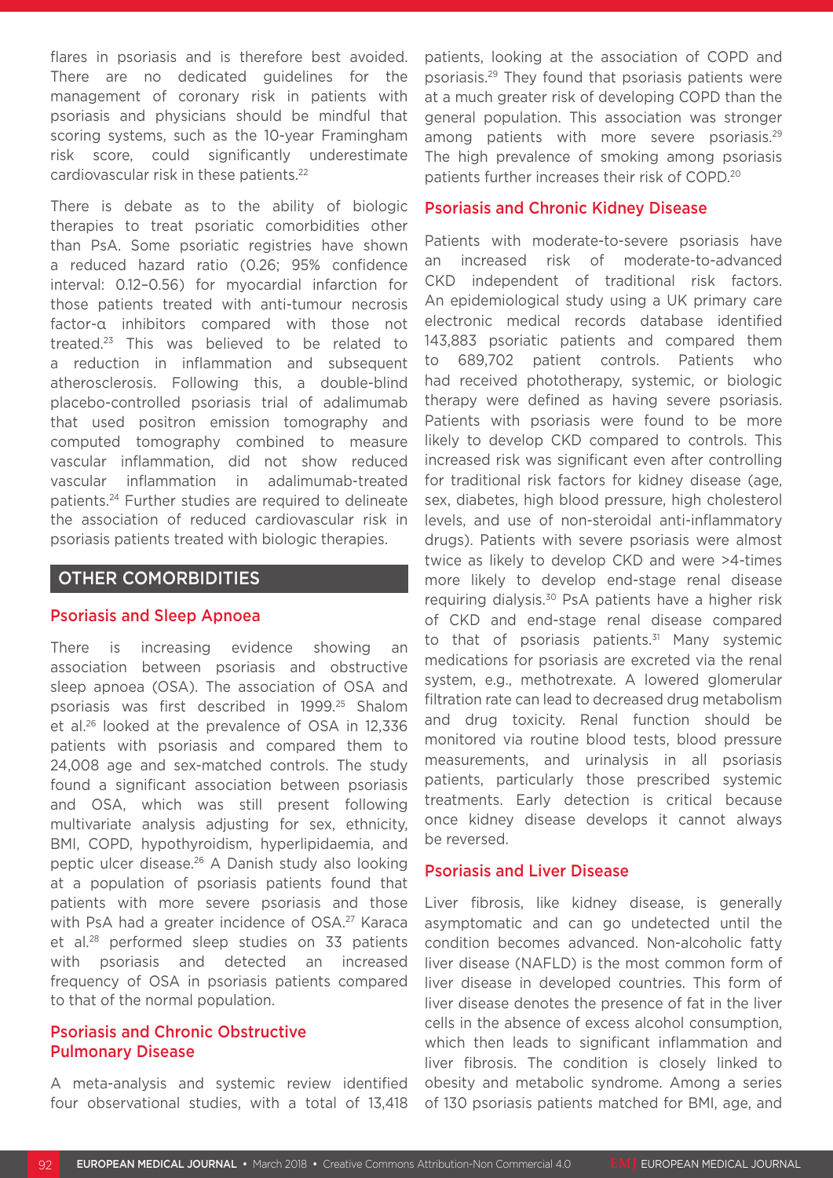flares in psoriasis and is therefore best avoided. There are no dedicated guidelines for the management of coronary risk in patients with psoriasis and physicians should be mindful that scoring systems, such as the 10-year Framingham risk score, could significantly underestimate cardiovascular risk in these patients.[22]

There is debate as to the ability of biologic therapies to treat psoriatic comorbidities other than PsA. Some psoriatic registries have shown a reduced hazard ratio (0.26; 95% confidence interval: 0.12–0.56) for myocardial infarction for those patients treated with anti-tumour necrosis factor-α inhibitors compared with those not treated.[23] This was believed to be related to a reduction in inflammation and subsequent atherosclerosis. Following this, a double-blind placebo-controlled psoriasis trial of adalimumab that used positron emission tomography and computed tomography combined to measure vascular inflammation, did not show reduced vascular inflammation in adalimumab-treated patients.[24] Further studies are required to delineate the association of reduced cardiovascular risk in psoriasis patients treated with biologic therapies.

## OTHER COMORBIDITIES

### Psoriasis and Sleep Apnoea

There is increasing evidence showing an association between psoriasis and obstructive sleep apnoea (OSA). The association of OSA and psoriasis was first described in 1999.[25] Shalom et al.[26] looked at the prevalence of OSA in 12,336 patients with psoriasis and compared them to 24,008 age and sex-matched controls. The study found a significant association between psoriasis and OSA, which was still present following multivariate analysis adjusting for sex, ethnicity, BMI, COPD, hypothyroidism, hyperlipidaemia, and peptic ulcer disease.[26] A Danish study also looking at a population of psoriasis patients found that patients with more severe psoriasis and those with PsA had a greater incidence of OSA.[27] Karaca et al.[28] performed sleep studies on 33 patients with psoriasis and detected an increased frequency of OSA in psoriasis patients compared to that of the normal population.

### Psoriasis and Chronic Obstructive Pulmonary Disease

A meta-analysis and systemic review identified four observational studies, with a total of 13,418 patients, looking at the association of COPD and psoriasis.[29] They found that psoriasis patients were at a much greater risk of developing COPD than the general population. This association was stronger among patients with more severe psoriasis.[29] The high prevalence of smoking among psoriasis patients further increases their risk of COPD.[20]

### Psoriasis and Chronic Kidney Disease

Patients with moderate-to-severe psoriasis have an increased risk of moderate-to-advanced CKD independent of traditional risk factors. An epidemiological study using a UK primary care electronic medical records database identified 143,883 psoriatic patients and compared them to 689,702 patient controls. Patients who had received phototherapy, systemic, or biologic therapy were defined as having severe psoriasis. Patients with psoriasis were found to be more likely to develop CKD compared to controls. This increased risk was significant even after controlling for traditional risk factors for kidney disease (age, sex, diabetes, high blood pressure, high cholesterol levels, and use of non-steroidal anti-inflammatory drugs). Patients with severe psoriasis were almost twice as likely to develop CKD and were >4-times more likely to develop end-stage renal disease requiring dialysis.[30] PsA patients have a higher risk of CKD and end-stage renal disease compared to that of psoriasis patients.[31] Many systemic medications for psoriasis are excreted via the renal system, e.g., methotrexate. A lowered glomerular filtration rate can lead to decreased drug metabolism and drug toxicity. Renal function should be monitored via routine blood tests, blood pressure measurements, and urinalysis in all psoriasis patients, particularly those prescribed systemic treatments. Early detection is critical because once kidney disease develops it cannot always be reversed.

### Psoriasis and Liver Disease

Liver fibrosis, like kidney disease, is generally asymptomatic and can go undetected until the condition becomes advanced. Non-alcoholic fatty liver disease (NAFLD) is the most common form of liver disease in developed countries. This form of liver disease denotes the presence of fat in the liver cells in the absence of excess alcohol consumption, which then leads to significant inflammation and liver fibrosis. The condition is closely linked to obesity and metabolic syndrome. Among a series of 130 psoriasis patients matched for BMI, age, and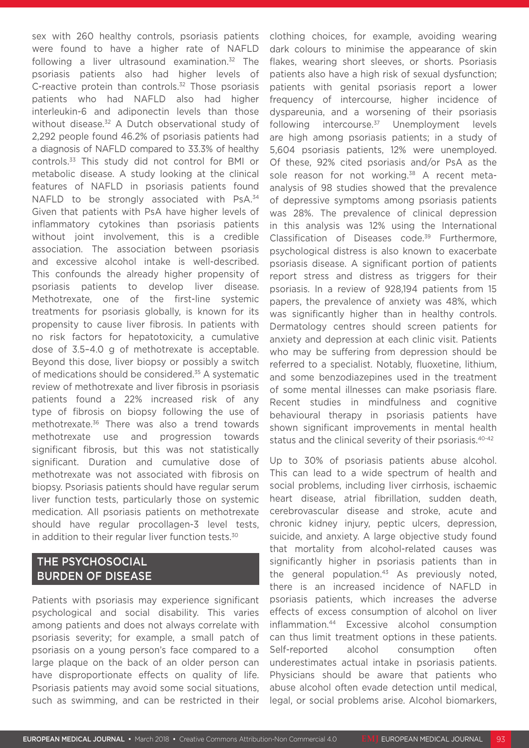sex with 260 healthy controls, psoriasis patients were found to have a higher rate of NAFLD following a liver ultrasound examination.[32] The psoriasis patients also had higher levels of C-reactive protein than controls.[32] Those psoriasis patients who had NAFLD also had higher interleukin-6 and adiponectin levels than those without disease.[32] A Dutch observational study of 2,292 people found 46.2% of psoriasis patients had a diagnosis of NAFLD compared to 33.3% of healthy controls.[33] This study did not control for BMI or metabolic disease. A study looking at the clinical features of NAFLD in psoriasis patients found NAFLD to be strongly associated with PsA.[34] Given that patients with PsA have higher levels of inflammatory cytokines than psoriasis patients without joint involvement, this is a credible association. The association between psoriasis and excessive alcohol intake is well-described. This confounds the already higher propensity of psoriasis patients to develop liver disease. Methotrexate, one of the first-line systemic treatments for psoriasis globally, is known for its propensity to cause liver fibrosis. In patients with no risk factors for hepatotoxicity, a cumulative dose of 3.5–4.0 g of methotrexate is acceptable. Beyond this dose, liver biopsy or possibly a switch of medications should be considered.[35] A systematic review of methotrexate and liver fibrosis in psoriasis patients found a 22% increased risk of any type of fibrosis on biopsy following the use of methotrexate.[36] There was also a trend towards methotrexate use and progression towards significant fibrosis, but this was not statistically significant. Duration and cumulative dose of methotrexate was not associated with fibrosis on biopsy. Psoriasis patients should have regular serum liver function tests, particularly those on systemic medication. All psoriasis patients on methotrexate should have regular procollagen-3 level tests, in addition to their regular liver function tests.[30]

## THE PSYCHOSOCIAL BURDEN OF DISEASE

Patients with psoriasis may experience significant psychological and social disability. This varies among patients and does not always correlate with psoriasis severity; for example, a small patch of psoriasis on a young person's face compared to a large plaque on the back of an older person can have disproportionate effects on quality of life. Psoriasis patients may avoid some social situations, such as swimming, and can be restricted in their clothing choices, for example, avoiding wearing dark colours to minimise the appearance of skin flakes, wearing short sleeves, or shorts. Psoriasis patients also have a high risk of sexual dysfunction; patients with genital psoriasis report a lower frequency of intercourse, higher incidence of dyspareunia, and a worsening of their psoriasis following intercourse.[37] Unemployment levels are high among psoriasis patients; in a study of 5,604 psoriasis patients, 12% were unemployed. Of these, 92% cited psoriasis and/or PsA as the sole reason for not working.[38] A recent meta-analysis of 98 studies showed that the prevalence of depressive symptoms among psoriasis patients was 28%. The prevalence of clinical depression in this analysis was 12% using the International Classification of Diseases code.[39] Furthermore, psychological distress is also known to exacerbate psoriasis disease. A significant portion of patients report stress and distress as triggers for their psoriasis. In a review of 928,194 patients from 15 papers, the prevalence of anxiety was 48%, which was significantly higher than in healthy controls. Dermatology centres should screen patients for anxiety and depression at each clinic visit. Patients who may be suffering from depression should be referred to a specialist. Notably, fluoxetine, lithium, and some benzodiazepines used in the treatment of some mental illnesses can make psoriasis flare. Recent studies in mindfulness and cognitive behavioural therapy in psoriasis patients have shown significant improvements in mental health status and the clinical severity of their psoriasis.[40-42]

Up to 30% of psoriasis patients abuse alcohol. This can lead to a wide spectrum of health and social problems, including liver cirrhosis, ischaemic heart disease, atrial fibrillation, sudden death, cerebrovascular disease and stroke, acute and chronic kidney injury, peptic ulcers, depression, suicide, and anxiety. A large objective study found that mortality from alcohol-related causes was significantly higher in psoriasis patients than in the general population.[43] As previously noted, there is an increased incidence of NAFLD in psoriasis patients, which increases the adverse effects of excess consumption of alcohol on liver inflammation.[44] Excessive alcohol consumption can thus limit treatment options in these patients. Self-reported alcohol consumption often underestimates actual intake in psoriasis patients. Physicians should be aware that patients who abuse alcohol often evade detection until medical, legal, or social problems arise. Alcohol biomarkers,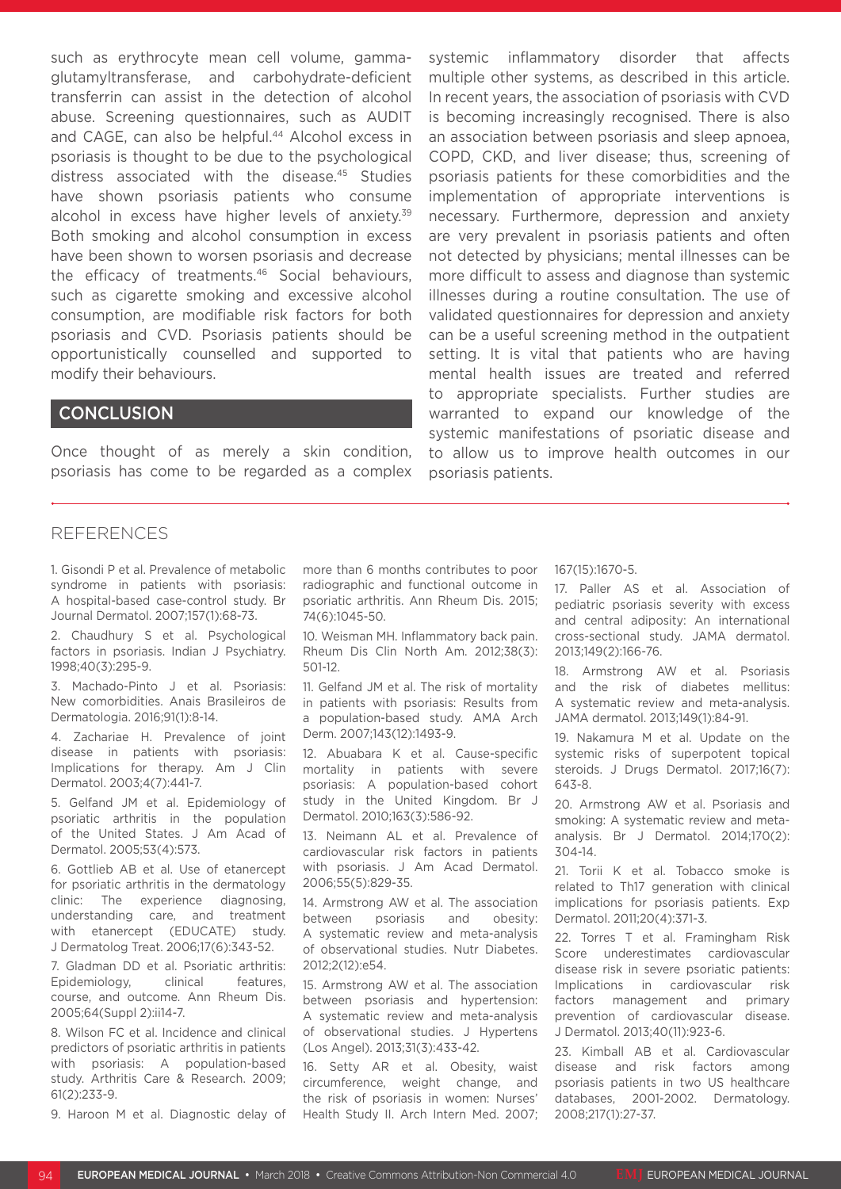such as erythrocyte mean cell volume, gamma-glutamyltransferase, and carbohydrate-deficient transferrin can assist in the detection of alcohol abuse. Screening questionnaires, such as AUDIT and CAGE, can also be helpful.[44] Alcohol excess in psoriasis is thought to be due to the psychological distress associated with the disease.[45] Studies have shown psoriasis patients who consume alcohol in excess have higher levels of anxiety.[39] Both smoking and alcohol consumption in excess have been shown to worsen psoriasis and decrease the efficacy of treatments.[46] Social behaviours, such as cigarette smoking and excessive alcohol consumption, are modifiable risk factors for both psoriasis and CVD. Psoriasis patients should be opportunistically counselled and supported to modify their behaviours.

## CONCLUSION

Once thought of as merely a skin condition, psoriasis has come to be regarded as a complex systemic inflammatory disorder that affects multiple other systems, as described in this article. In recent years, the association of psoriasis with CVD is becoming increasingly recognised. There is also an association between psoriasis and sleep apnoea, COPD, CKD, and liver disease; thus, screening of psoriasis patients for these comorbidities and the implementation of appropriate interventions is necessary. Furthermore, depression and anxiety are very prevalent in psoriasis patients and often not detected by physicians; mental illnesses can be more difficult to assess and diagnose than systemic illnesses during a routine consultation. The use of validated questionnaires for depression and anxiety can be a useful screening method in the outpatient setting. It is vital that patients who are having mental health issues are treated and referred to appropriate specialists. Further studies are warranted to expand our knowledge of the systemic manifestations of psoriatic disease and to allow us to improve health outcomes in our psoriasis patients.

## REFERENCES

1. Gisondi P et al. Prevalence of metabolic syndrome in patients with psoriasis: A hospital-based case-control study. Br Journal Dermatol. 2007;157(1):68-73.

2. Chaudhury S et al. Psychological factors in psoriasis. Indian J Psychiatry. 1998;40(3):295-9.

3. Machado-Pinto J et al. Psoriasis: New comorbidities. Anais Brasileiros de Dermatologia. 2016;91(1):8-14.

4. Zachariae H. Prevalence of joint disease in patients with psoriasis: Implications for therapy. Am J Clin Dermatol. 2003;4(7):441-7.

5. Gelfand JM et al. Epidemiology of psoriatic arthritis in the population of the United States. J Am Acad of Dermatol. 2005;53(4):573.

6. Gottlieb AB et al. Use of etanercept for psoriatic arthritis in the dermatology clinic: The experience diagnosing, understanding care, and treatment with etanercept (EDUCATE) study. J Dermatolog Treat. 2006;17(6):343-52.

7. Gladman DD et al. Psoriatic arthritis: Epidemiology, clinical features, course, and outcome. Ann Rheum Dis. 2005;64(Suppl 2):ii14-7.

8. Wilson FC et al. Incidence and clinical predictors of psoriatic arthritis in patients with psoriasis: A population-based study. Arthritis Care & Research. 2009; 61(2):233-9.

9. Haroon M et al. Diagnostic delay of more than 6 months contributes to poor radiographic and functional outcome in psoriatic arthritis. Ann Rheum Dis. 2015; 74(6):1045-50.

10. Weisman MH. Inflammatory back pain. Rheum Dis Clin North Am. 2012;38(3): 501-12.

11. Gelfand JM et al. The risk of mortality in patients with psoriasis: Results from a population-based study. AMA Arch Derm. 2007;143(12):1493-9.

12. Abuabara K et al. Cause-specific mortality in patients with severe psoriasis: A population-based cohort study in the United Kingdom. Br J Dermatol. 2010;163(3):586-92.

13. Neimann AL et al. Prevalence of cardiovascular risk factors in patients with psoriasis. J Am Acad Dermatol. 2006;55(5):829-35.

14. Armstrong AW et al. The association between psoriasis and obesity: A systematic review and meta-analysis of observational studies. Nutr Diabetes. 2012;2(12):e54.

15. Armstrong AW et al. The association between psoriasis and hypertension: A systematic review and meta-analysis of observational studies. J Hypertens (Los Angel). 2013;31(3):433-42.

16. Setty AR et al. Obesity, waist circumference, weight change, and the risk of psoriasis in women: Nurses' Health Study II. Arch Intern Med. 2007; 167(15):1670-5.

17. Paller AS et al. Association of pediatric psoriasis severity with excess and central adiposity: An international cross-sectional study. JAMA dermatol. 2013;149(2):166-76.

18. Armstrong AW et al. Psoriasis and the risk of diabetes mellitus: A systematic review and meta-analysis. JAMA dermatol. 2013;149(1):84-91.

19. Nakamura M et al. Update on the systemic risks of superpotent topical steroids. J Drugs Dermatol. 2017;16(7): 643-8.

20. Armstrong AW et al. Psoriasis and smoking: A systematic review and meta-analysis. Br J Dermatol. 2014;170(2): 304-14.

21. Torii K et al. Tobacco smoke is related to Th17 generation with clinical implications for psoriasis patients. Exp Dermatol. 2011;20(4):371-3.

22. Torres T et al. Framingham Risk Score underestimates cardiovascular disease risk in severe psoriatic patients: Implications in cardiovascular risk factors management and primary prevention of cardiovascular disease. J Dermatol. 2013;40(11):923-6.

23. Kimball AB et al. Cardiovascular disease and risk factors among psoriasis patients in two US healthcare databases, 2001-2002. Dermatology. 2008;217(1):27-37.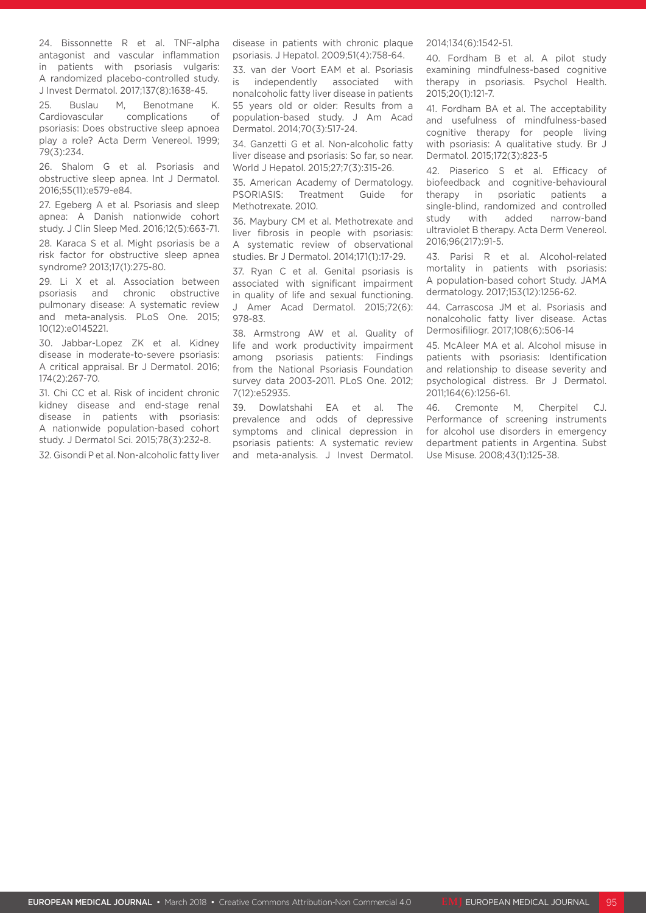24. Bissonnette R et al. TNF-alpha antagonist and vascular inflammation in patients with psoriasis vulgaris: A randomized placebo-controlled study. J Invest Dermatol. 2017;137(8):1638-45.

25. Buslau M, Benotmane K. Cardiovascular complications of psoriasis: Does obstructive sleep apnoea play a role? Acta Derm Venereol. 1999; 79(3):234.

26. Shalom G et al. Psoriasis and obstructive sleep apnea. Int J Dermatol. 2016;55(11):e579-e84.

27. Egeberg A et al. Psoriasis and sleep apnea: A Danish nationwide cohort study. J Clin Sleep Med. 2016;12(5):663-71.

28. Karaca S et al. Might psoriasis be a risk factor for obstructive sleep apnea syndrome? 2013;17(1):275-80.

29. Li X et al. Association between psoriasis and chronic obstructive pulmonary disease: A systematic review and meta-analysis. PLoS One. 2015; 10(12):e0145221.

30. Jabbar-Lopez ZK et al. Kidney disease in moderate-to-severe psoriasis: A critical appraisal. Br J Dermatol. 2016; 174(2):267-70.

31. Chi CC et al. Risk of incident chronic kidney disease and end-stage renal disease in patients with psoriasis: A nationwide population-based cohort study. J Dermatol Sci. 2015;78(3):232-8.

32. Gisondi P et al. Non-alcoholic fatty liver disease in patients with chronic plaque psoriasis. J Hepatol. 2009;51(4):758-64.

33. van der Voort EAM et al. Psoriasis is independently associated with nonalcoholic fatty liver disease in patients 55 years old or older: Results from a population-based study. J Am Acad Dermatol. 2014;70(3):517-24.

34. Ganzetti G et al. Non-alcoholic fatty liver disease and psoriasis: So far, so near. World J Hepatol. 2015;27;7(3):315-26.

35. American Academy of Dermatology. PSORIASIS: Treatment Guide for Methotrexate. 2010.

36. Maybury CM et al. Methotrexate and liver fibrosis in people with psoriasis: A systematic review of observational studies. Br J Dermatol. 2014;171(1):17-29.

37. Ryan C et al. Genital psoriasis is associated with significant impairment in quality of life and sexual functioning. J Amer Acad Dermatol. 2015;72(6): 978-83.

38. Armstrong AW et al. Quality of life and work productivity impairment among psoriasis patients: Findings from the National Psoriasis Foundation survey data 2003-2011. PLoS One. 2012; 7(12):e52935.

39. Dowlatshahi EA et al. The prevalence and odds of depressive symptoms and clinical depression in psoriasis patients: A systematic review and meta-analysis. J Invest Dermatol. 2014;134(6):1542-51.

40. Fordham B et al. A pilot study examining mindfulness-based cognitive therapy in psoriasis. Psychol Health. 2015;20(1):121-7.

41. Fordham BA et al. The acceptability and usefulness of mindfulness-based cognitive therapy for people living with psoriasis: A qualitative study. Br J Dermatol. 2015;172(3):823-5

42. Piaserico S et al. Efficacy of biofeedback and cognitive-behavioural therapy in psoriatic patients a single-blind, randomized and controlled study with added narrow-band ultraviolet B therapy. Acta Derm Venereol. 2016;96(217):91-5.

43. Parisi R et al. Alcohol-related mortality in patients with psoriasis: A population-based cohort Study. JAMA dermatology. 2017;153(12):1256-62.

44. Carrascosa JM et al. Psoriasis and nonalcoholic fatty liver disease. Actas Dermosifiliogr. 2017;108(6):506-14

45. McAleer MA et al. Alcohol misuse in patients with psoriasis: Identification and relationship to disease severity and psychological distress. Br J Dermatol. 2011;164(6):1256-61.

46. Cremonte M, Cherpitel CJ. Performance of screening instruments for alcohol use disorders in emergency department patients in Argentina. Subst Use Misuse. 2008;43(1):125-38.